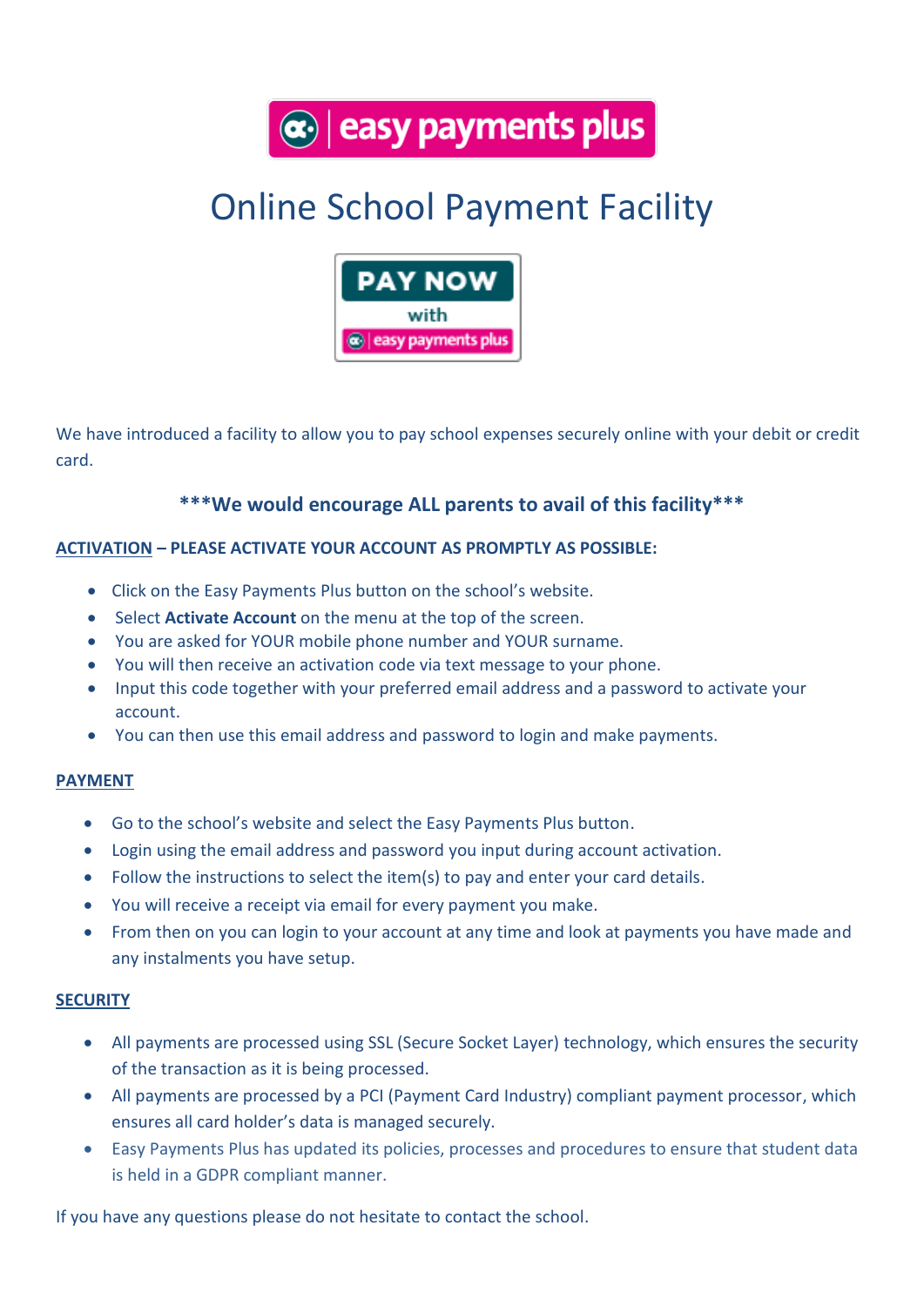# Online School Payment Facility

We have introduced a facility to allow you to pay school expenses securely online with your debit or credit card.

**\*\*\*We would encourage ALL parents to avail of this facility\*\*\***

**ACTIVATION – PLEASE ACTIVATE YOUR ACCOUNT AS PROMPTLY AS POSSIBLE:**

- Click on the Easy Payments Plus button on the school's website.
- Select **Activate Account** on the menu at the top of the screen.
- You are asked for YOUR mobile phone number and YOUR surname.
- You will then receive an activation code via text message to your phone.
- Input this code together with your preferred email address and a password to activate your account.
- You can then use this email address and password to login and make payments.

**PAYMENT**

- Go to the school's website and select the Easy Payments Plus button.
- Login using the email address and password you input during account activation.
- Follow the instructions to select the item(s) to pay and enter your card details.
- You will receive a receipt via email for every payment you make.
- From then on you can login to your account at any time and look at payments you have made and any instalments you have setup.

**SECURITY**

- All payments are processed using SSL (Secure Socket Layer) technology, which ensures the security of the transaction as it is being processed.
- All payments are processed by a PCI (Payment Card Industry) compliant payment processor, which ensures all card holder's data is managed securely.
- Easy Payments Plus has updated its policies, processes and procedures to ensure that student data is held in a GDPR compliant manner.

If you have any questions please do not hesitate to contact the school.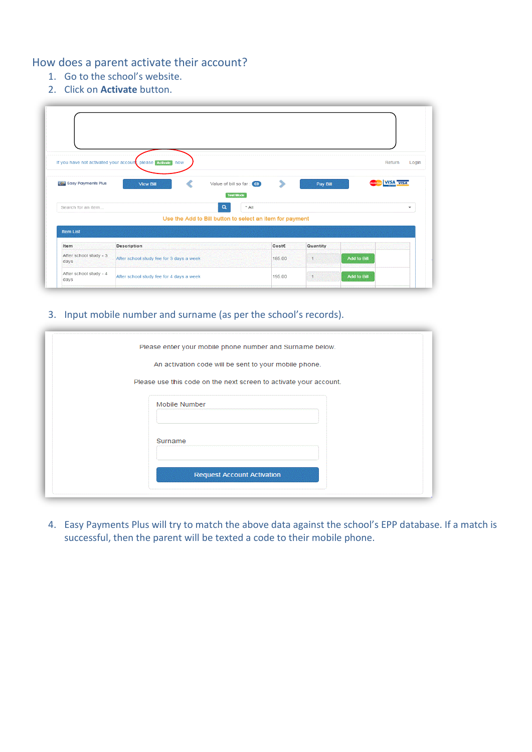## How does a parent activate their account?

1. Go to the school's website.
2. Click on **Activate** button.

If you have not activated your account please Activate now

Return Login

Easy Payments Plus | View Bill | Value of bill so far : €0 | Pay Bill

Test Mode

Search for an item... | All

Use the Add to Bill button to select an item for payment

Item List

| Item | Description | Cost€ | Quantity | |
|---|---|---|---|---|
| After school study - 3 days | After school study fee for 3 days a week | 185.00 | 1 | Add to Bill |
| After school study - 4 days | After school study fee for 4 days a week | 195.00 | 1 | Add to Bill |

3. Input mobile number and surname (as per the school's records).

Please enter your mobile phone number and Surname below.

An activation code will be sent to your mobile phone.

Please use this code on the next screen to activate your account.

Mobile Number

Surname

Request Account Activation

4. Easy Payments Plus will try to match the above data against the school's EPP database. If a match is successful, then the parent will be texted a code to their mobile phone.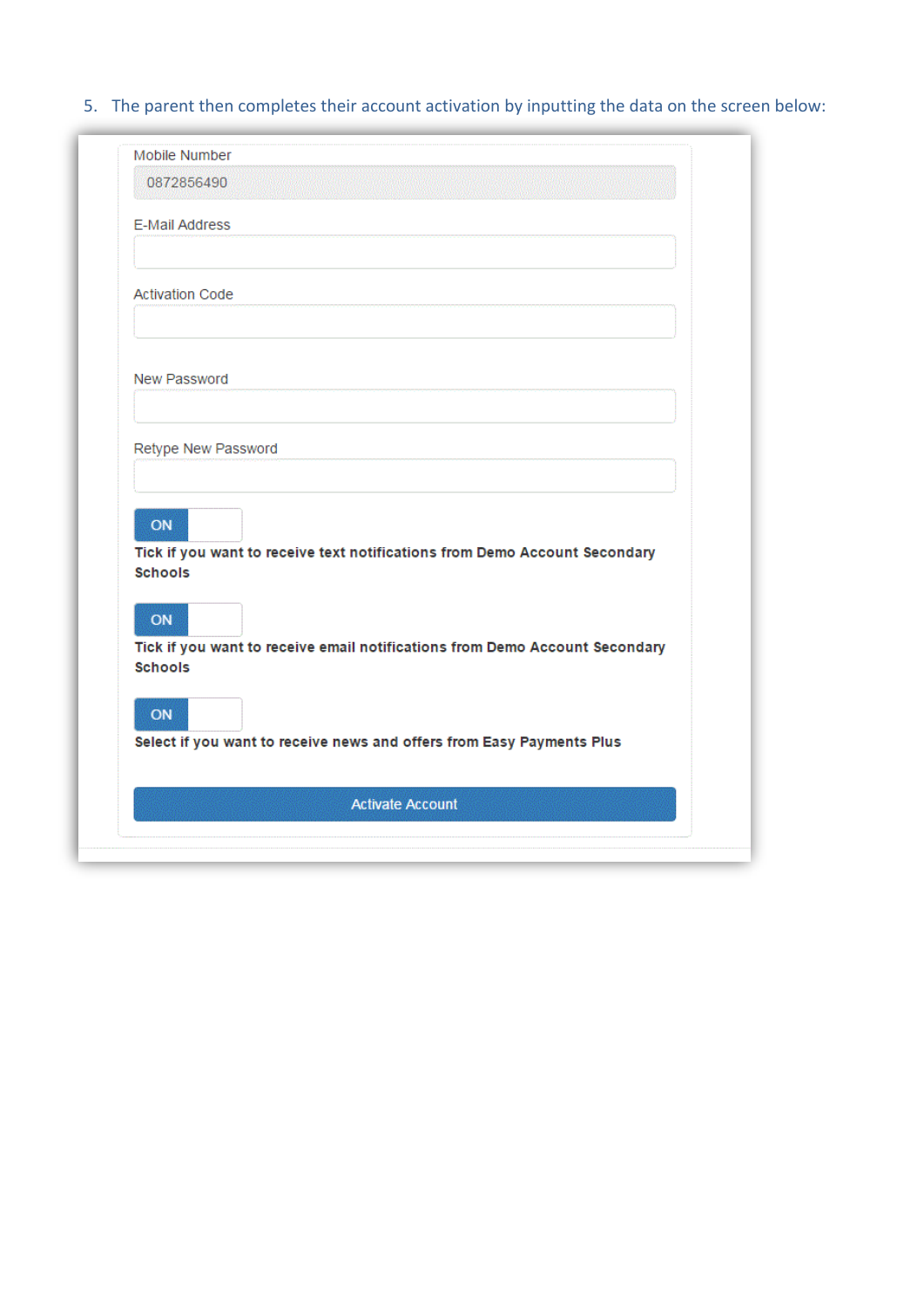5. The parent then completes their account activation by inputting the data on the screen below:

Mobile Number

0872856490

E-Mail Address

Activation Code

New Password

Retype New Password

ON

**Tick if you want to receive text notifications from Demo Account Secondary Schools**

ON

**Tick if you want to receive email notifications from Demo Account Secondary Schools**

ON

**Select if you want to receive news and offers from Easy Payments Plus**

Activate Account